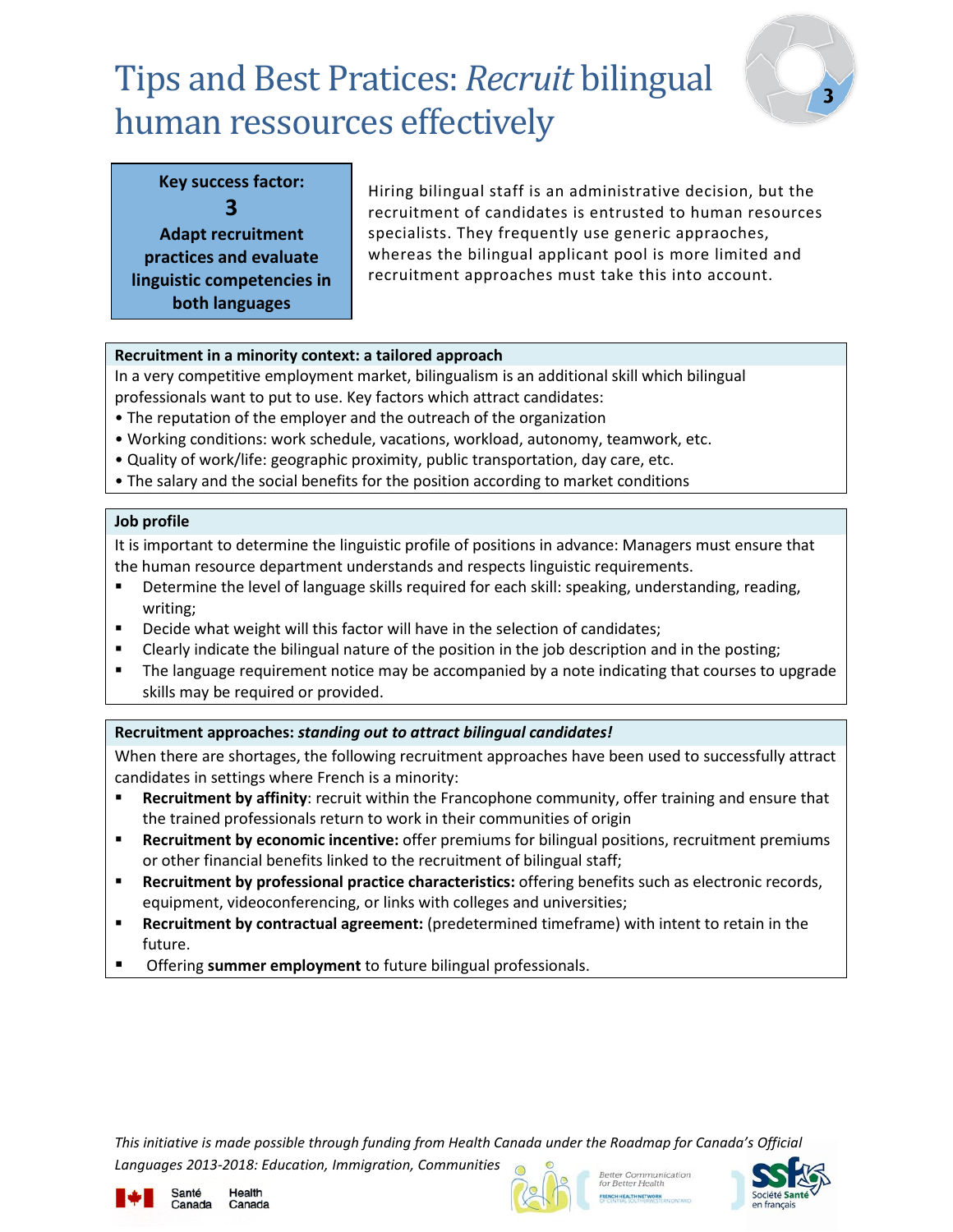# Tips and Best Pratices: *Recruit* bilingual human ressources effectively

**Key success factor:**

**3**

**Adapt recruitment practices and evaluate linguistic competencies in both languages**

Hiring bilingual staff is an administrative decision, but the recruitment of candidates is entrusted to human resources specialists. They frequently use generic appraoches, whereas the bilingual applicant pool is more limited and recruitment approaches must take this into account.

### Recruitment in a minority context: a tailored approach

In a very competitive employment market, bilingualism is an additional skill which bilingual professionals want to put to use. Key factors which attract candidates:

- The reputation of the employer and the outreach of the organization
- Working conditions: work schedule, vacations, workload, autonomy, teamwork, etc.
- Quality of work/life: geographic proximity, public transportation, day care, etc.
- The salary and the social benefits for the position according to market conditions

### Job profile

It is important to determine the linguistic profile of positions in advance: Managers must ensure that the human resource department understands and respects linguistic requirements.

- Determine the level of language skills required for each skill: speaking, understanding, reading, writing;
- Decide what weight will this factor will have in the selection of candidates;
- Clearly indicate the bilingual nature of the position in the job description and in the posting;
- The language requirement notice may be accompanied by a note indicating that courses to upgrade skills may be required or provided.

### Recruitment approaches: *standing out to attract bilingual candidates!*

When there are shortages, the following recruitment approaches have been used to successfully attract candidates in settings where French is a minority:

- **Recruitment by affinity**: recruit within the Francophone community, offer training and ensure that the trained professionals return to work in their communities of origin
- **Recruitment by economic incentive:** offer premiums for bilingual positions, recruitment premiums or other financial benefits linked to the recruitment of bilingual staff;
- **Recruitment by professional practice characteristics:** offering benefits such as electronic records, equipment, videoconferencing, or links with colleges and universities;
- **Recruitment by contractual agreement:** (predetermined timeframe) with intent to retain in the future.
- Offering **summer employment** to future bilingual professionals.

*This initiative is made possible through funding from Health Canada under the Roadmap for Canada's Official Languages 2013-2018: Education, Immigration, Communities*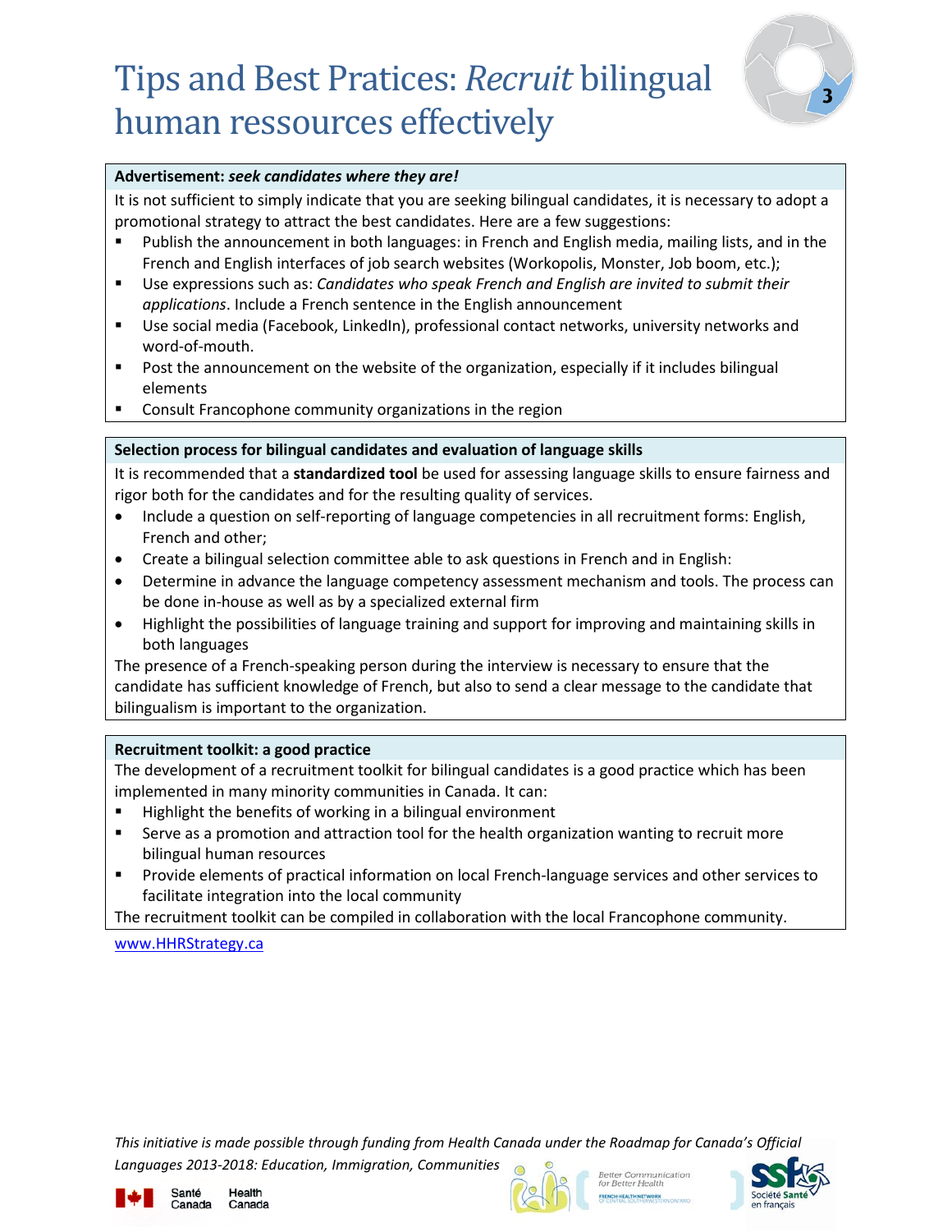# Tips and Best Pratices: *Recruit* bilingual human ressources effectively

**Advertisement: *seek candidates where they are!***

It is not sufficient to simply indicate that you are seeking bilingual candidates, it is necessary to adopt a promotional strategy to attract the best candidates. Here are a few suggestions:

- Publish the announcement in both languages: in French and English media, mailing lists, and in the French and English interfaces of job search websites (Workopolis, Monster, Job boom, etc.);
- Use expressions such as: *Candidates who speak French and English are invited to submit their applications*. Include a French sentence in the English announcement
- Use social media (Facebook, LinkedIn), professional contact networks, university networks and word-of-mouth.
- Post the announcement on the website of the organization, especially if it includes bilingual elements
- Consult Francophone community organizations in the region

**Selection process for bilingual candidates and evaluation of language skills**

It is recommended that a **standardized tool** be used for assessing language skills to ensure fairness and rigor both for the candidates and for the resulting quality of services.

- Include a question on self-reporting of language competencies in all recruitment forms: English, French and other;
- Create a bilingual selection committee able to ask questions in French and in English:
- Determine in advance the language competency assessment mechanism and tools. The process can be done in-house as well as by a specialized external firm
- Highlight the possibilities of language training and support for improving and maintaining skills in both languages

The presence of a French-speaking person during the interview is necessary to ensure that the candidate has sufficient knowledge of French, but also to send a clear message to the candidate that bilingualism is important to the organization.

**Recruitment toolkit: a good practice**

The development of a recruitment toolkit for bilingual candidates is a good practice which has been implemented in many minority communities in Canada. It can:

- Highlight the benefits of working in a bilingual environment
- Serve as a promotion and attraction tool for the health organization wanting to recruit more bilingual human resources
- Provide elements of practical information on local French-language services and other services to facilitate integration into the local community

The recruitment toolkit can be compiled in collaboration with the local Francophone community.

www.HHRStrategy.ca

*This initiative is made possible through funding from Health Canada under the Roadmap for Canada's Official Languages 2013-2018: Education, Immigration, Communities*

Santé Canada Health Canada

Better Communication for Better Health

French Health Network of Central Southwestern Ontario

Société Santé en français